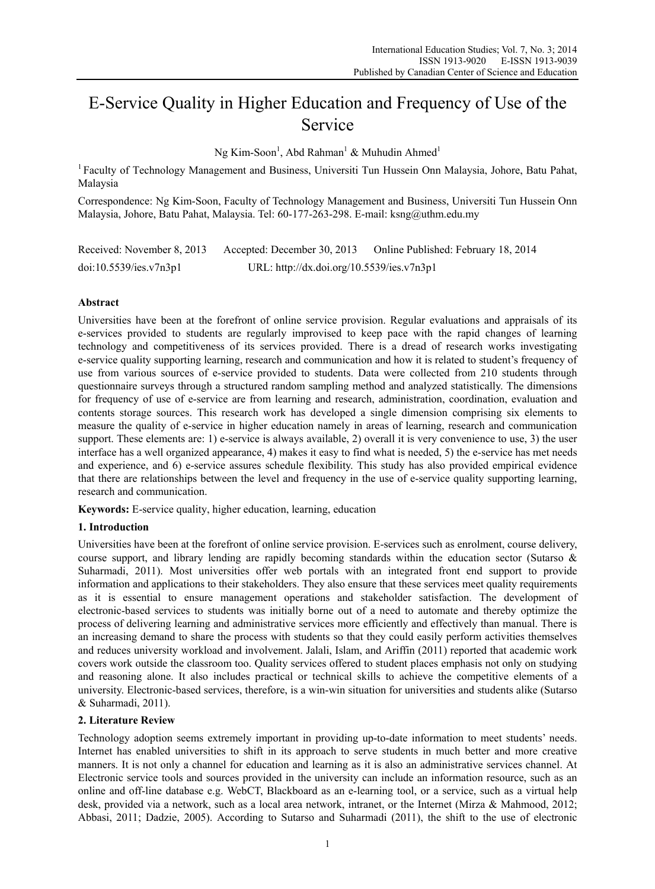# E-Service Quality in Higher Education and Frequency of Use of the Service

Ng Kim-Soon[1], Abd Rahman[1] & Muhudin Ahmed[1]

[1] Faculty of Technology Management and Business, Universiti Tun Hussein Onn Malaysia, Johore, Batu Pahat, Malaysia

Correspondence: Ng Kim-Soon, Faculty of Technology Management and Business, Universiti Tun Hussein Onn Malaysia, Johore, Batu Pahat, Malaysia. Tel: 60-177-263-298. E-mail: ksng@uthm.edu.my

Received: November 8, 2013 Accepted: December 30, 2013 Online Published: February 18, 2014

doi:10.5539/ies.v7n3p1 URL: http://dx.doi.org/10.5539/ies.v7n3p1

## Abstract

Universities have been at the forefront of online service provision. Regular evaluations and appraisals of its e-services provided to students are regularly improvised to keep pace with the rapid changes of learning technology and competitiveness of its services provided. There is a dread of research works investigating e-service quality supporting learning, research and communication and how it is related to student's frequency of use from various sources of e-service provided to students. Data were collected from 210 students through questionnaire surveys through a structured random sampling method and analyzed statistically. The dimensions for frequency of use of e-service are from learning and research, administration, coordination, evaluation and contents storage sources. This research work has developed a single dimension comprising six elements to measure the quality of e-service in higher education namely in areas of learning, research and communication support. These elements are: 1) e-service is always available, 2) overall it is very convenience to use, 3) the user interface has a well organized appearance, 4) makes it easy to find what is needed, 5) the e-service has met needs and experience, and 6) e-service assures schedule flexibility. This study has also provided empirical evidence that there are relationships between the level and frequency in the use of e-service quality supporting learning, research and communication.

**Keywords:** E-service quality, higher education, learning, education

## 1. Introduction

Universities have been at the forefront of online service provision. E-services such as enrolment, course delivery, course support, and library lending are rapidly becoming standards within the education sector (Sutarso & Suharmadi, 2011). Most universities offer web portals with an integrated front end support to provide information and applications to their stakeholders. They also ensure that these services meet quality requirements as it is essential to ensure management operations and stakeholder satisfaction. The development of electronic-based services to students was initially borne out of a need to automate and thereby optimize the process of delivering learning and administrative services more efficiently and effectively than manual. There is an increasing demand to share the process with students so that they could easily perform activities themselves and reduces university workload and involvement. Jalali, Islam, and Ariffin (2011) reported that academic work covers work outside the classroom too. Quality services offered to student places emphasis not only on studying and reasoning alone. It also includes practical or technical skills to achieve the competitive elements of a university. Electronic-based services, therefore, is a win-win situation for universities and students alike (Sutarso & Suharmadi, 2011).

## 2. Literature Review

Technology adoption seems extremely important in providing up-to-date information to meet students' needs. Internet has enabled universities to shift in its approach to serve students in much better and more creative manners. It is not only a channel for education and learning as it is also an administrative services channel. At Electronic service tools and sources provided in the university can include an information resource, such as an online and off-line database e.g. WebCT, Blackboard as an e-learning tool, or a service, such as a virtual help desk, provided via a network, such as a local area network, intranet, or the Internet (Mirza & Mahmood, 2012; Abbasi, 2011; Dadzie, 2005). According to Sutarso and Suharmadi (2011), the shift to the use of electronic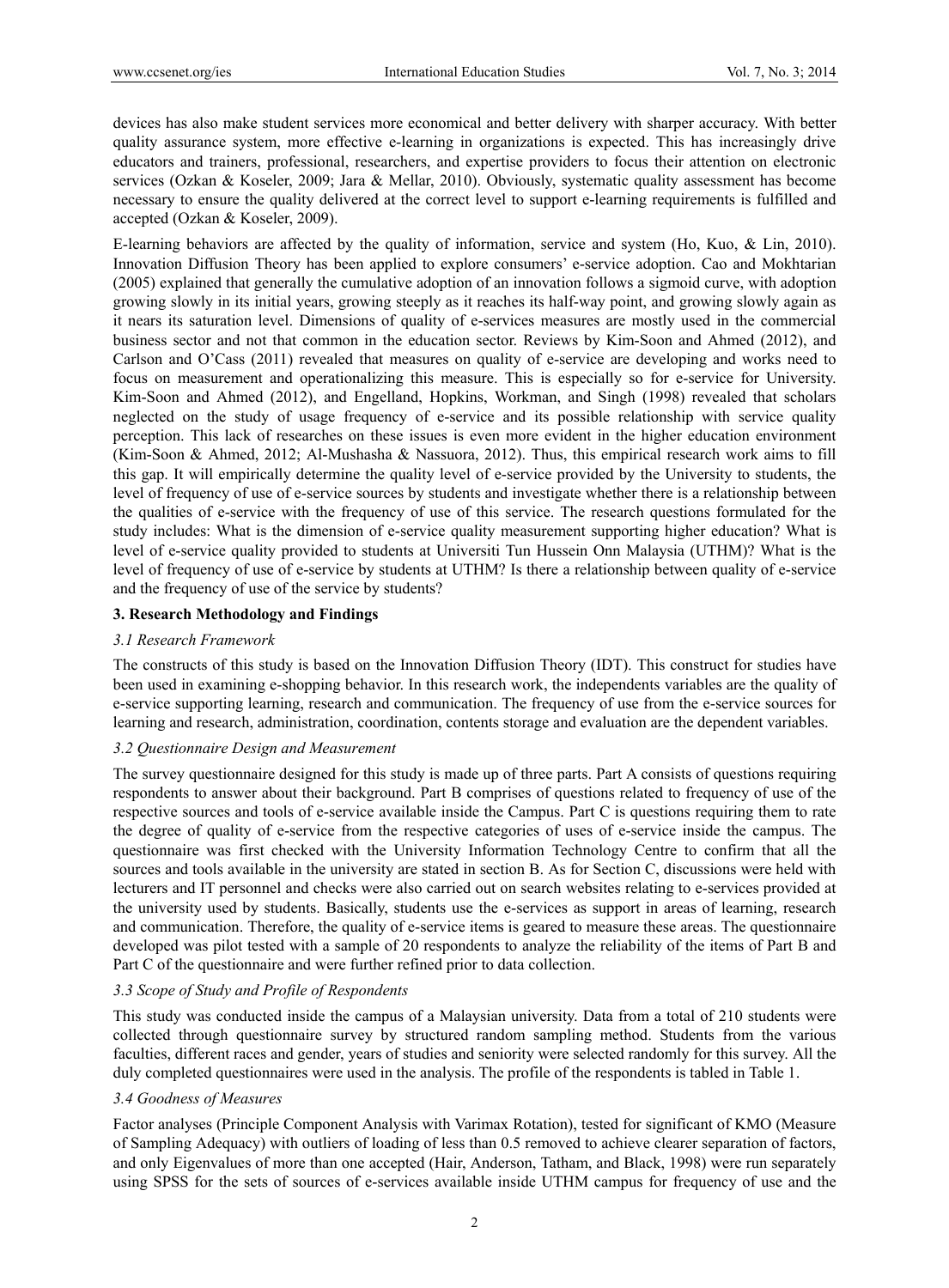devices has also make student services more economical and better delivery with sharper accuracy. With better quality assurance system, more effective e-learning in organizations is expected. This has increasingly drive educators and trainers, professional, researchers, and expertise providers to focus their attention on electronic services (Ozkan & Koseler, 2009; Jara & Mellar, 2010). Obviously, systematic quality assessment has become necessary to ensure the quality delivered at the correct level to support e-learning requirements is fulfilled and accepted (Ozkan & Koseler, 2009).

E-learning behaviors are affected by the quality of information, service and system (Ho, Kuo, & Lin, 2010). Innovation Diffusion Theory has been applied to explore consumers' e-service adoption. Cao and Mokhtarian (2005) explained that generally the cumulative adoption of an innovation follows a sigmoid curve, with adoption growing slowly in its initial years, growing steeply as it reaches its half-way point, and growing slowly again as it nears its saturation level. Dimensions of quality of e-services measures are mostly used in the commercial business sector and not that common in the education sector. Reviews by Kim-Soon and Ahmed (2012), and Carlson and O'Cass (2011) revealed that measures on quality of e-service are developing and works need to focus on measurement and operationalizing this measure. This is especially so for e-service for University. Kim-Soon and Ahmed (2012), and Engelland, Hopkins, Workman, and Singh (1998) revealed that scholars neglected on the study of usage frequency of e-service and its possible relationship with service quality perception. This lack of researches on these issues is even more evident in the higher education environment (Kim-Soon & Ahmed, 2012; Al-Mushasha & Nassuora, 2012). Thus, this empirical research work aims to fill this gap. It will empirically determine the quality level of e-service provided by the University to students, the level of frequency of use of e-service sources by students and investigate whether there is a relationship between the qualities of e-service with the frequency of use of this service. The research questions formulated for the study includes: What is the dimension of e-service quality measurement supporting higher education? What is level of e-service quality provided to students at Universiti Tun Hussein Onn Malaysia (UTHM)? What is the level of frequency of use of e-service by students at UTHM? Is there a relationship between quality of e-service and the frequency of use of the service by students?

## 3. Research Methodology and Findings

### *3.1 Research Framework*

The constructs of this study is based on the Innovation Diffusion Theory (IDT). This construct for studies have been used in examining e-shopping behavior. In this research work, the independents variables are the quality of e-service supporting learning, research and communication. The frequency of use from the e-service sources for learning and research, administration, coordination, contents storage and evaluation are the dependent variables.

### *3.2 Questionnaire Design and Measurement*

The survey questionnaire designed for this study is made up of three parts. Part A consists of questions requiring respondents to answer about their background. Part B comprises of questions related to frequency of use of the respective sources and tools of e-service available inside the Campus. Part C is questions requiring them to rate the degree of quality of e-service from the respective categories of uses of e-service inside the campus. The questionnaire was first checked with the University Information Technology Centre to confirm that all the sources and tools available in the university are stated in section B. As for Section C, discussions were held with lecturers and IT personnel and checks were also carried out on search websites relating to e-services provided at the university used by students. Basically, students use the e-services as support in areas of learning, research and communication. Therefore, the quality of e-service items is geared to measure these areas. The questionnaire developed was pilot tested with a sample of 20 respondents to analyze the reliability of the items of Part B and Part C of the questionnaire and were further refined prior to data collection.

### *3.3 Scope of Study and Profile of Respondents*

This study was conducted inside the campus of a Malaysian university. Data from a total of 210 students were collected through questionnaire survey by structured random sampling method. Students from the various faculties, different races and gender, years of studies and seniority were selected randomly for this survey. All the duly completed questionnaires were used in the analysis. The profile of the respondents is tabled in Table 1.

### *3.4 Goodness of Measures*

Factor analyses (Principle Component Analysis with Varimax Rotation), tested for significant of KMO (Measure of Sampling Adequacy) with outliers of loading of less than 0.5 removed to achieve clearer separation of factors, and only Eigenvalues of more than one accepted (Hair, Anderson, Tatham, and Black, 1998) were run separately using SPSS for the sets of sources of e-services available inside UTHM campus for frequency of use and the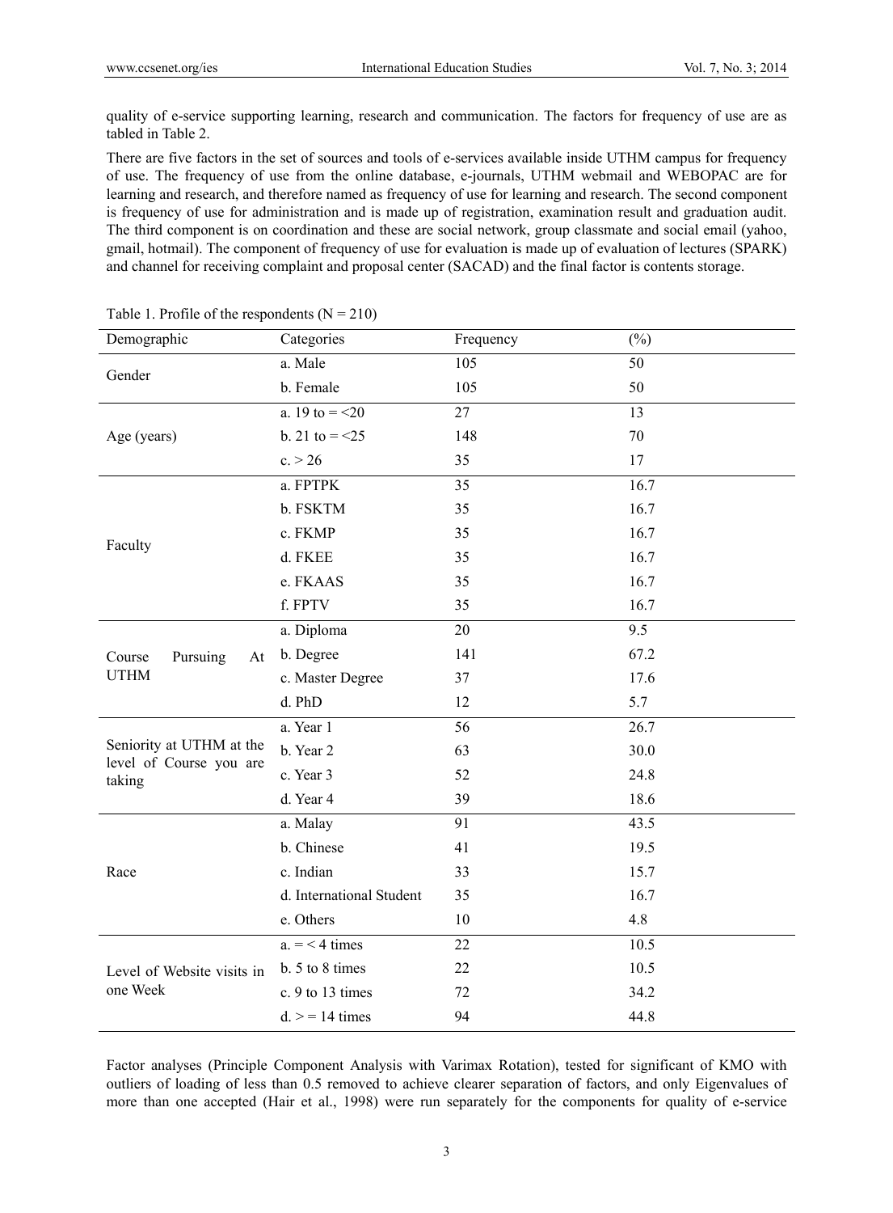quality of e-service supporting learning, research and communication. The factors for frequency of use are as tabled in Table 2.

There are five factors in the set of sources and tools of e-services available inside UTHM campus for frequency of use. The frequency of use from the online database, e-journals, UTHM webmail and WEBOPAC are for learning and research, and therefore named as frequency of use for learning and research. The second component is frequency of use for administration and is made up of registration, examination result and graduation audit. The third component is on coordination and these are social network, group classmate and social email (yahoo, gmail, hotmail). The component of frequency of use for evaluation is made up of evaluation of lectures (SPARK) and channel for receiving complaint and proposal center (SACAD) and the final factor is contents storage.

Table 1. Profile of the respondents (N = 210)

| Demographic | Categories | Frequency | (%) |
|---|---|---|---|
| Gender | a. Male | 105 | 50 |
| | b. Female | 105 | 50 |
| Age (years) | a. 19 to = <20 | 27 | 13 |
| | b. 21 to = <25 | 148 | 70 |
| | c. > 26 | 35 | 17 |
| Faculty | a. FPTPK | 35 | 16.7 |
| | b. FSKTM | 35 | 16.7 |
| | c. FKMP | 35 | 16.7 |
| | d. FKEE | 35 | 16.7 |
| | e. FKAAS | 35 | 16.7 |
| | f. FPTV | 35 | 16.7 |
| Course Pursuing At UTHM | a. Diploma | 20 | 9.5 |
| | b. Degree | 141 | 67.2 |
| | c. Master Degree | 37 | 17.6 |
| | d. PhD | 12 | 5.7 |
| Seniority at UTHM at the level of Course you are taking | a. Year 1 | 56 | 26.7 |
| | b. Year 2 | 63 | 30.0 |
| | c. Year 3 | 52 | 24.8 |
| | d. Year 4 | 39 | 18.6 |
| Race | a. Malay | 91 | 43.5 |
| | b. Chinese | 41 | 19.5 |
| | c. Indian | 33 | 15.7 |
| | d. International Student | 35 | 16.7 |
| | e. Others | 10 | 4.8 |
| Level of Website visits in one Week | a. = < 4 times | 22 | 10.5 |
| | b. 5 to 8 times | 22 | 10.5 |
| | c. 9 to 13 times | 72 | 34.2 |
| | d. > = 14 times | 94 | 44.8 |

Factor analyses (Principle Component Analysis with Varimax Rotation), tested for significant of KMO with outliers of loading of less than 0.5 removed to achieve clearer separation of factors, and only Eigenvalues of more than one accepted (Hair et al., 1998) were run separately for the components for quality of e-service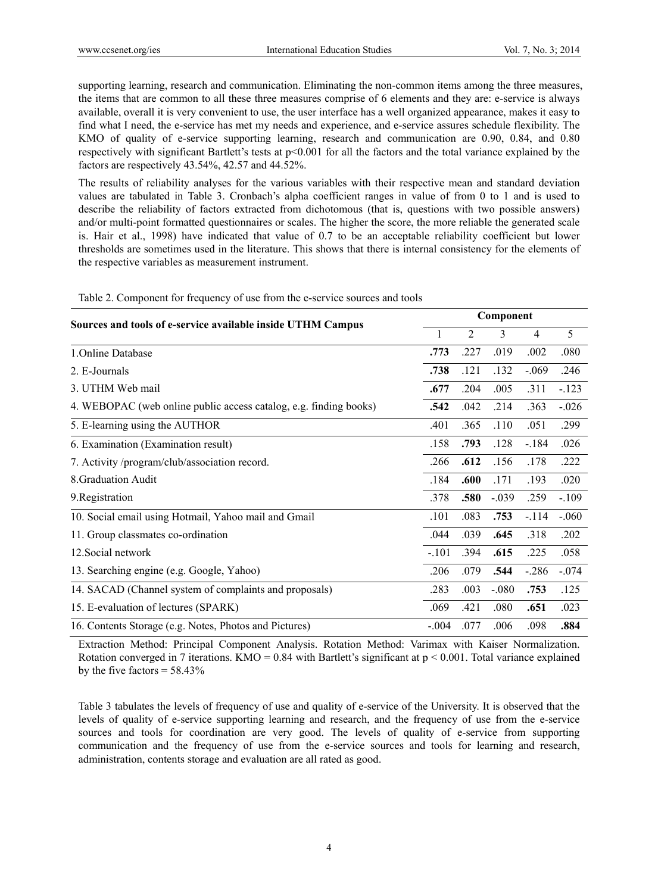supporting learning, research and communication. Eliminating the non-common items among the three measures, the items that are common to all these three measures comprise of 6 elements and they are: e-service is always available, overall it is very convenient to use, the user interface has a well organized appearance, makes it easy to find what I need, the e-service has met my needs and experience, and e-service assures schedule flexibility. The KMO of quality of e-service supporting learning, research and communication are 0.90, 0.84, and 0.80 respectively with significant Bartlett's tests at $p<0.001$ for all the factors and the total variance explained by the factors are respectively 43.54%, 42.57 and 44.52%.

The results of reliability analyses for the various variables with their respective mean and standard deviation values are tabulated in Table 3. Cronbach's alpha coefficient ranges in value of from 0 to 1 and is used to describe the reliability of factors extracted from dichotomous (that is, questions with two possible answers) and/or multi-point formatted questionnaires or scales. The higher the score, the more reliable the generated scale is. Hair et al., 1998) have indicated that value of 0.7 to be an acceptable reliability coefficient but lower thresholds are sometimes used in the literature. This shows that there is internal consistency for the elements of the respective variables as measurement instrument.

Table 2. Component for frequency of use from the e-service sources and tools

| **Sources and tools of e-service available inside UTHM Campus** | **Component** | | | | |
|---|---|---|---|---|---|
| | 1 | 2 | 3 | 4 | 5 |
| 1.Online Database | **.773** | .227 | .019 | .002 | .080 |
| 2. E-Journals | **.738** | .121 | .132 | -.069 | .246 |
| 3. UTHM Web mail | **.677** | .204 | .005 | .311 | -.123 |
| 4. WEBOPAC (web online public access catalog, e.g. finding books) | **.542** | .042 | .214 | .363 | -.026 |
| 5. E-learning using the AUTHOR | .401 | .365 | .110 | .051 | .299 |
| 6. Examination (Examination result) | .158 | **.793** | .128 | -.184 | .026 |
| 7. Activity /program/club/association record. | .266 | **.612** | .156 | .178 | .222 |
| 8.Graduation Audit | .184 | **.600** | .171 | .193 | .020 |
| 9.Registration | .378 | **.580** | -.039 | .259 | -.109 |
| 10. Social email using Hotmail, Yahoo mail and Gmail | .101 | .083 | **.753** | -.114 | -.060 |
| 11. Group classmates co-ordination | .044 | .039 | **.645** | .318 | .202 |
| 12.Social network | -.101 | .394 | **.615** | .225 | .058 |
| 13. Searching engine (e.g. Google, Yahoo) | .206 | .079 | **.544** | -.286 | -.074 |
| 14. SACAD (Channel system of complaints and proposals) | .283 | .003 | -.080 | **.753** | .125 |
| 15. E-evaluation of lectures (SPARK) | .069 | .421 | .080 | **.651** | .023 |
| 16. Contents Storage (e.g. Notes, Photos and Pictures) | -.004 | .077 | .006 | .098 | **.884** |

Extraction Method: Principal Component Analysis. Rotation Method: Varimax with Kaiser Normalization. Rotation converged in 7 iterations. KMO = 0.84 with Bartlett's significant at $p < 0.001$. Total variance explained by the five factors = 58.43%

Table 3 tabulates the levels of frequency of use and quality of e-service of the University. It is observed that the levels of quality of e-service supporting learning and research, and the frequency of use from the e-service sources and tools for coordination are very good. The levels of quality of e-service from supporting communication and the frequency of use from the e-service sources and tools for learning and research, administration, contents storage and evaluation are all rated as good.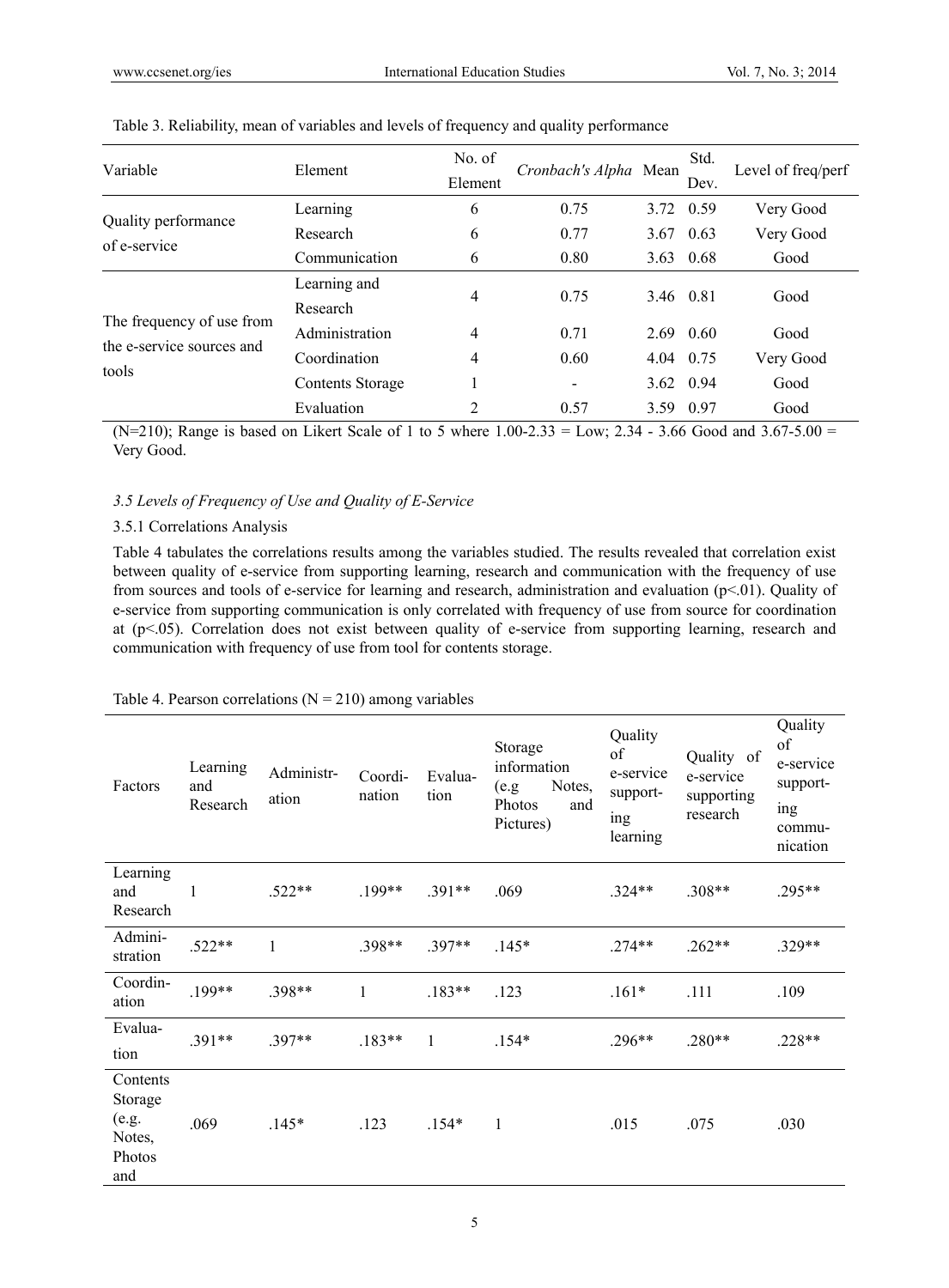Table 3. Reliability, mean of variables and levels of frequency and quality performance

| Variable | Element | No. of Element | *Cronbach's Alpha* | Mean | Std. Dev. | Level of freq/perf |
|---|---|---|---|---|---|---|
| Quality performance of e-service | Learning | 6 | 0.75 | 3.72 | 0.59 | Very Good |
| | Research | 6 | 0.77 | 3.67 | 0.63 | Very Good |
| | Communication | 6 | 0.80 | 3.63 | 0.68 | Good |
| The frequency of use from the e-service sources and tools | Learning and Research | 4 | 0.75 | 3.46 | 0.81 | Good |
| | Administration | 4 | 0.71 | 2.69 | 0.60 | Good |
| | Coordination | 4 | 0.60 | 4.04 | 0.75 | Very Good |
| | Contents Storage | 1 | - | 3.62 | 0.94 | Good |
| | Evaluation | 2 | 0.57 | 3.59 | 0.97 | Good |

(N=210); Range is based on Likert Scale of 1 to 5 where 1.00-2.33 = Low; 2.34 - 3.66 Good and 3.67-5.00 = Very Good.

### *3.5 Levels of Frequency of Use and Quality of E-Service*

#### 3.5.1 Correlations Analysis

Table 4 tabulates the correlations results among the variables studied. The results revealed that correlation exist between quality of e-service from supporting learning, research and communication with the frequency of use from sources and tools of e-service for learning and research, administration and evaluation ($p<.01$). Quality of e-service from supporting communication is only correlated with frequency of use from source for coordination at ($p<.05$). Correlation does not exist between quality of e-service from supporting learning, research and communication with frequency of use from tool for contents storage.

Table 4. Pearson correlations (N = 210) among variables

| Factors | Learning and Research | Administr-ation | Coordi-nation | Evalua-tion | Storage information (e.g Notes, Photos and Pictures) | Quality of e-service support-ing learning | Quality of e-service supporting research | Quality of e-service support-ing commu-nication |
|---|---|---|---|---|---|---|---|---|
| Learning and Research | 1 | .522** | .199** | .391** | .069 | .324** | .308** | .295** |
| Admini-stration | .522** | 1 | .398** | .397** | .145* | .274** | .262** | .329** |
| Coordin-ation | .199** | .398** | 1 | .183** | .123 | .161* | .111 | .109 |
| Evalua-tion | .391** | .397** | .183** | 1 | .154* | .296** | .280** | .228** |
| Contents Storage (e.g. Notes, Photos and | .069 | .145* | .123 | .154* | 1 | .015 | .075 | .030 |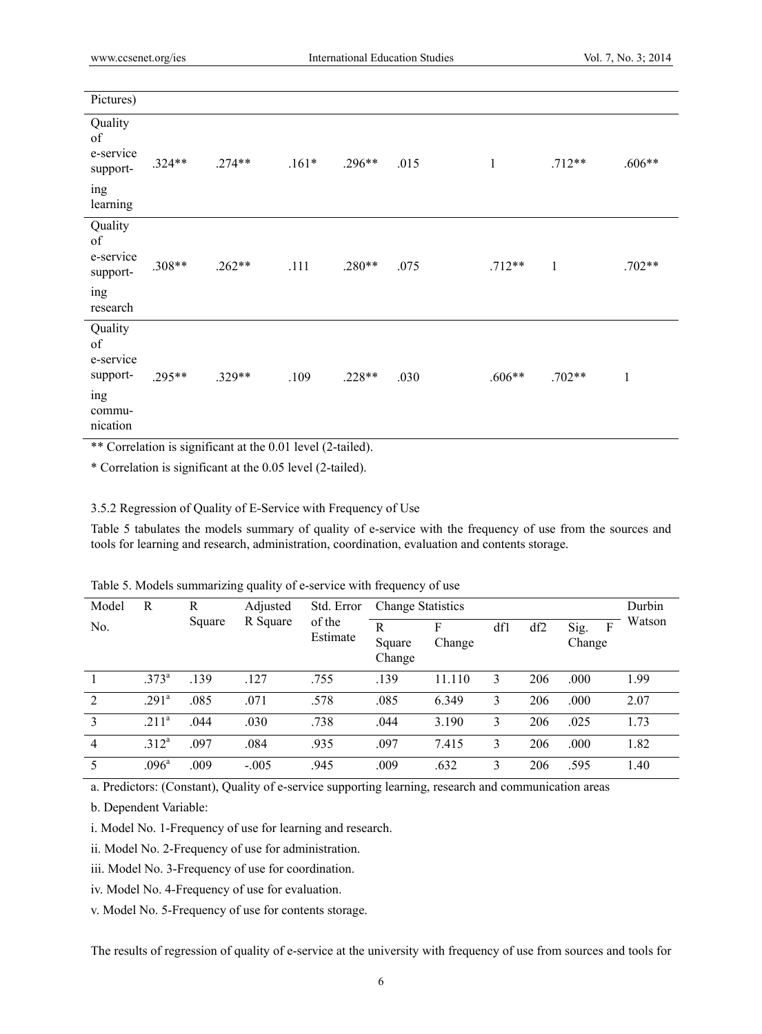| | | | | | | | | |
|---|---|---|---|---|---|---|---|---|
| Pictures) | | | | | | | | |
| Quality of e-service supporting learning | .324** | .274** | .161* | .296** | .015 | 1 | .712** | .606** |
| Quality of e-service supporting research | .308** | .262** | .111 | .280** | .075 | .712** | 1 | .702** |
| Quality of e-service supporting communication | .295** | .329** | .109 | .228** | .030 | .606** | .702** | 1 |

** Correlation is significant at the 0.01 level (2-tailed).

* Correlation is significant at the 0.05 level (2-tailed).

3.5.2 Regression of Quality of E-Service with Frequency of Use

Table 5 tabulates the models summary of quality of e-service with the frequency of use from the sources and tools for learning and research, administration, coordination, evaluation and contents storage.

Table 5. Models summarizing quality of e-service with frequency of use

| Model No. | R | R Square | Adjusted R Square | Std. Error of the Estimate | Change Statistics | | | | | Durbin Watson |
|---|---|---|---|---|---|---|---|---|---|---|
| | | | | | R Square Change | F Change | df1 | df2 | Sig. F Change | |
| 1 | .373[a] | .139 | .127 | .755 | .139 | 11.110 | 3 | 206 | .000 | 1.99 |
| 2 | .291[a] | .085 | .071 | .578 | .085 | 6.349 | 3 | 206 | .000 | 2.07 |
| 3 | .211[a] | .044 | .030 | .738 | .044 | 3.190 | 3 | 206 | .025 | 1.73 |
| 4 | .312[a] | .097 | .084 | .935 | .097 | 7.415 | 3 | 206 | .000 | 1.82 |
| 5 | .096[a] | .009 | -.005 | .945 | .009 | .632 | 3 | 206 | .595 | 1.40 |

a. Predictors: (Constant), Quality of e-service supporting learning, research and communication areas

b. Dependent Variable:

i. Model No. 1-Frequency of use for learning and research.

ii. Model No. 2-Frequency of use for administration.

iii. Model No. 3-Frequency of use for coordination.

iv. Model No. 4-Frequency of use for evaluation.

v. Model No. 5-Frequency of use for contents storage.

The results of regression of quality of e-service at the university with frequency of use from sources and tools for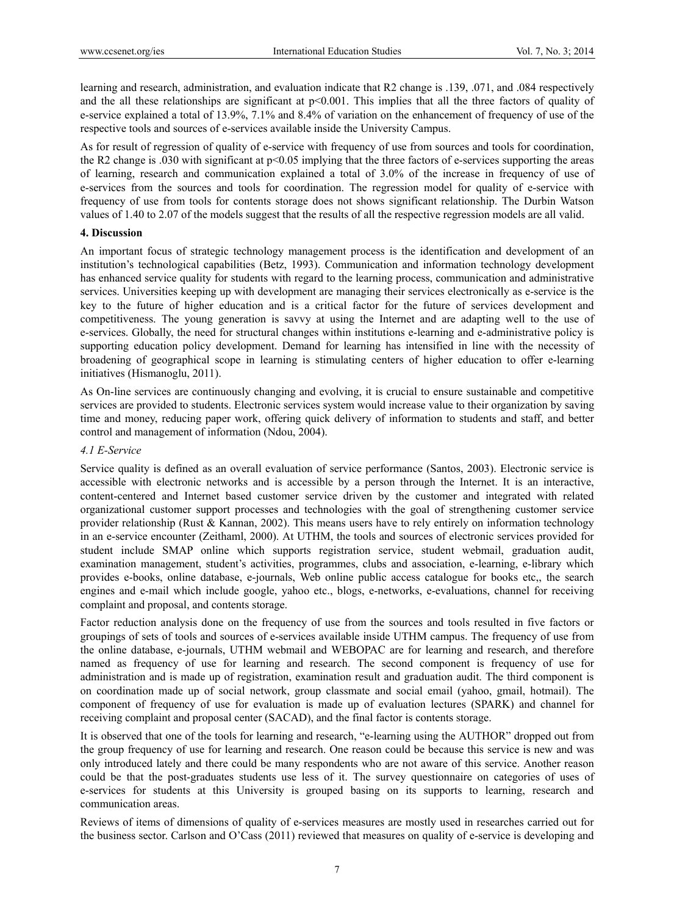learning and research, administration, and evaluation indicate that R2 change is .139, .071, and .084 respectively and the all these relationships are significant at $p<0.001$. This implies that all the three factors of quality of e-service explained a total of 13.9%, 7.1% and 8.4% of variation on the enhancement of frequency of use of the respective tools and sources of e-services available inside the University Campus.

As for result of regression of quality of e-service with frequency of use from sources and tools for coordination, the R2 change is .030 with significant at $p<0.05$ implying that the three factors of e-services supporting the areas of learning, research and communication explained a total of 3.0% of the increase in frequency of use of e-services from the sources and tools for coordination. The regression model for quality of e-service with frequency of use from tools for contents storage does not shows significant relationship. The Durbin Watson values of 1.40 to 2.07 of the models suggest that the results of all the respective regression models are all valid.

## 4. Discussion

An important focus of strategic technology management process is the identification and development of an institution's technological capabilities (Betz, 1993). Communication and information technology development has enhanced service quality for students with regard to the learning process, communication and administrative services. Universities keeping up with development are managing their services electronically as e-service is the key to the future of higher education and is a critical factor for the future of services development and competitiveness. The young generation is savvy at using the Internet and are adapting well to the use of e-services. Globally, the need for structural changes within institutions e-learning and e-administrative policy is supporting education policy development. Demand for learning has intensified in line with the necessity of broadening of geographical scope in learning is stimulating centers of higher education to offer e-learning initiatives (Hismanoglu, 2011).

As On-line services are continuously changing and evolving, it is crucial to ensure sustainable and competitive services are provided to students. Electronic services system would increase value to their organization by saving time and money, reducing paper work, offering quick delivery of information to students and staff, and better control and management of information (Ndou, 2004).

### *4.1 E-Service*

Service quality is defined as an overall evaluation of service performance (Santos, 2003). Electronic service is accessible with electronic networks and is accessible by a person through the Internet. It is an interactive, content-centered and Internet based customer service driven by the customer and integrated with related organizational customer support processes and technologies with the goal of strengthening customer service provider relationship (Rust & Kannan, 2002). This means users have to rely entirely on information technology in an e-service encounter (Zeithaml, 2000). At UTHM, the tools and sources of electronic services provided for student include SMAP online which supports registration service, student webmail, graduation audit, examination management, student's activities, programmes, clubs and association, e-learning, e-library which provides e-books, online database, e-journals, Web online public access catalogue for books etc,, the search engines and e-mail which include google, yahoo etc., blogs, e-networks, e-evaluations, channel for receiving complaint and proposal, and contents storage.

Factor reduction analysis done on the frequency of use from the sources and tools resulted in five factors or groupings of sets of tools and sources of e-services available inside UTHM campus. The frequency of use from the online database, e-journals, UTHM webmail and WEBOPAC are for learning and research, and therefore named as frequency of use for learning and research. The second component is frequency of use for administration and is made up of registration, examination result and graduation audit. The third component is on coordination made up of social network, group classmate and social email (yahoo, gmail, hotmail). The component of frequency of use for evaluation is made up of evaluation lectures (SPARK) and channel for receiving complaint and proposal center (SACAD), and the final factor is contents storage.

It is observed that one of the tools for learning and research, "e-learning using the AUTHOR" dropped out from the group frequency of use for learning and research. One reason could be because this service is new and was only introduced lately and there could be many respondents who are not aware of this service. Another reason could be that the post-graduates students use less of it. The survey questionnaire on categories of uses of e-services for students at this University is grouped basing on its supports to learning, research and communication areas.

Reviews of items of dimensions of quality of e-services measures are mostly used in researches carried out for the business sector. Carlson and O'Cass (2011) reviewed that measures on quality of e-service is developing and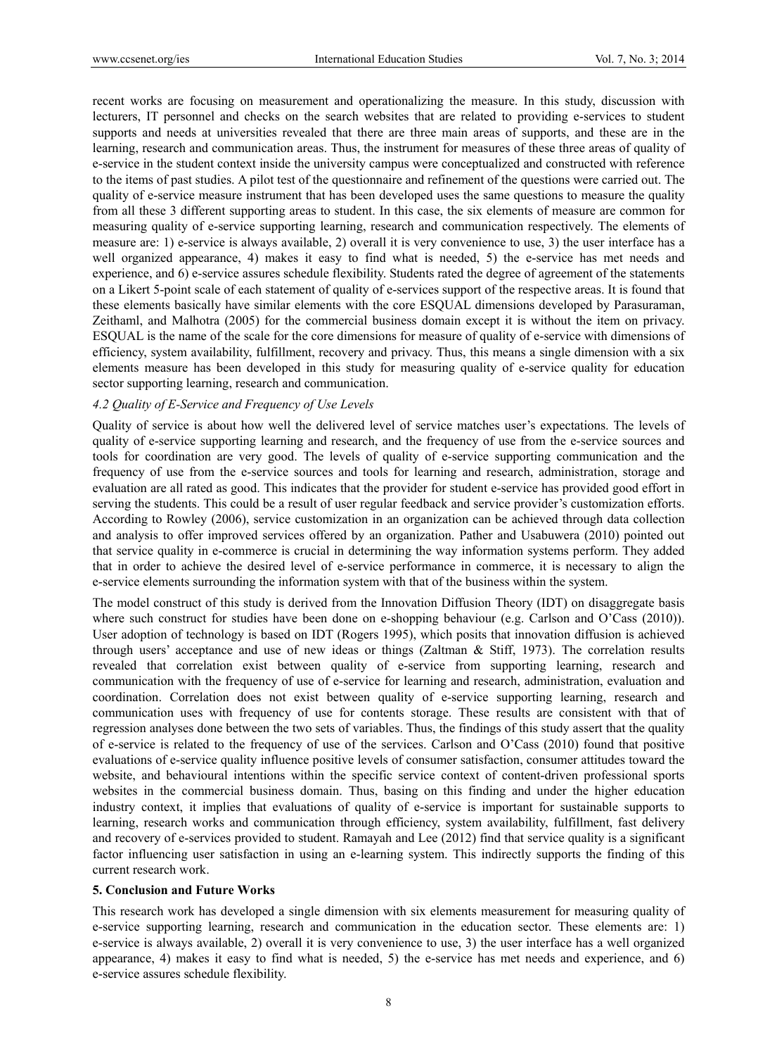recent works are focusing on measurement and operationalizing the measure. In this study, discussion with lecturers, IT personnel and checks on the search websites that are related to providing e-services to student supports and needs at universities revealed that there are three main areas of supports, and these are in the learning, research and communication areas. Thus, the instrument for measures of these three areas of quality of e-service in the student context inside the university campus were conceptualized and constructed with reference to the items of past studies. A pilot test of the questionnaire and refinement of the questions were carried out. The quality of e-service measure instrument that has been developed uses the same questions to measure the quality from all these 3 different supporting areas to student. In this case, the six elements of measure are common for measuring quality of e-service supporting learning, research and communication respectively. The elements of measure are: 1) e-service is always available, 2) overall it is very convenience to use, 3) the user interface has a well organized appearance, 4) makes it easy to find what is needed, 5) the e-service has met needs and experience, and 6) e-service assures schedule flexibility. Students rated the degree of agreement of the statements on a Likert 5-point scale of each statement of quality of e-services support of the respective areas. It is found that these elements basically have similar elements with the core ESQUAL dimensions developed by Parasuraman, Zeithaml, and Malhotra (2005) for the commercial business domain except it is without the item on privacy. ESQUAL is the name of the scale for the core dimensions for measure of quality of e-service with dimensions of efficiency, system availability, fulfillment, recovery and privacy. Thus, this means a single dimension with a six elements measure has been developed in this study for measuring quality of e-service quality for education sector supporting learning, research and communication.

### 4.2 Quality of E-Service and Frequency of Use Levels

Quality of service is about how well the delivered level of service matches user's expectations. The levels of quality of e-service supporting learning and research, and the frequency of use from the e-service sources and tools for coordination are very good. The levels of quality of e-service supporting communication and the frequency of use from the e-service sources and tools for learning and research, administration, storage and evaluation are all rated as good. This indicates that the provider for student e-service has provided good effort in serving the students. This could be a result of user regular feedback and service provider's customization efforts. According to Rowley (2006), service customization in an organization can be achieved through data collection and analysis to offer improved services offered by an organization. Pather and Usabuwera (2010) pointed out that service quality in e-commerce is crucial in determining the way information systems perform. They added that in order to achieve the desired level of e-service performance in commerce, it is necessary to align the e-service elements surrounding the information system with that of the business within the system.

The model construct of this study is derived from the Innovation Diffusion Theory (IDT) on disaggregate basis where such construct for studies have been done on e-shopping behaviour (e.g. Carlson and O'Cass (2010)). User adoption of technology is based on IDT (Rogers 1995), which posits that innovation diffusion is achieved through users' acceptance and use of new ideas or things (Zaltman & Stiff, 1973). The correlation results revealed that correlation exist between quality of e-service from supporting learning, research and communication with the frequency of use of e-service for learning and research, administration, evaluation and coordination. Correlation does not exist between quality of e-service supporting learning, research and communication uses with frequency of use for contents storage. These results are consistent with that of regression analyses done between the two sets of variables. Thus, the findings of this study assert that the quality of e-service is related to the frequency of use of the services. Carlson and O'Cass (2010) found that positive evaluations of e-service quality influence positive levels of consumer satisfaction, consumer attitudes toward the website, and behavioural intentions within the specific service context of content-driven professional sports websites in the commercial business domain. Thus, basing on this finding and under the higher education industry context, it implies that evaluations of quality of e-service is important for sustainable supports to learning, research works and communication through efficiency, system availability, fulfillment, fast delivery and recovery of e-services provided to student. Ramayah and Lee (2012) find that service quality is a significant factor influencing user satisfaction in using an e-learning system. This indirectly supports the finding of this current research work.

## 5. Conclusion and Future Works

This research work has developed a single dimension with six elements measurement for measuring quality of e-service supporting learning, research and communication in the education sector. These elements are: 1) e-service is always available, 2) overall it is very convenience to use, 3) the user interface has a well organized appearance, 4) makes it easy to find what is needed, 5) the e-service has met needs and experience, and 6) e-service assures schedule flexibility.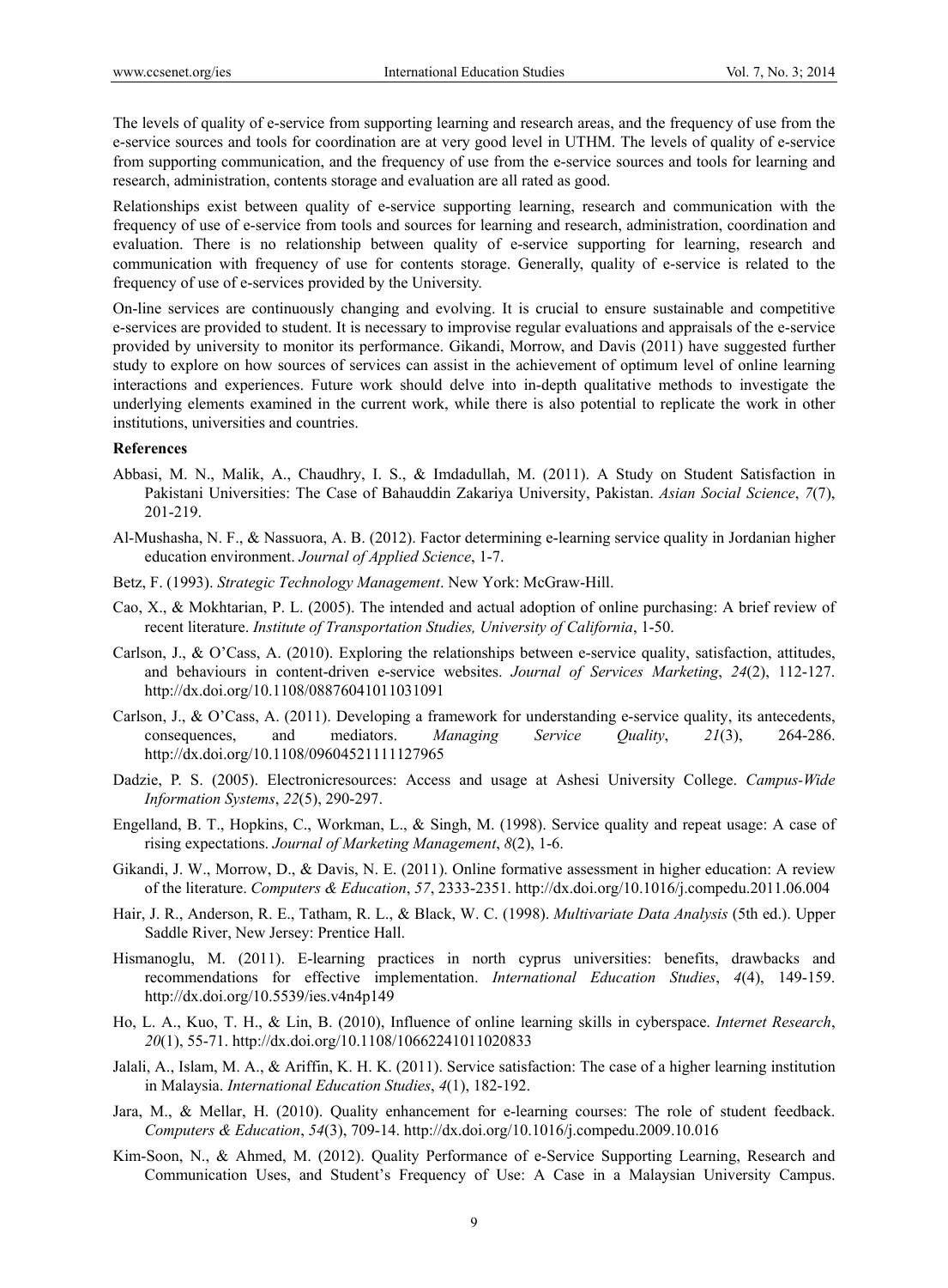The levels of quality of e-service from supporting learning and research areas, and the frequency of use from the e-service sources and tools for coordination are at very good level in UTHM. The levels of quality of e-service from supporting communication, and the frequency of use from the e-service sources and tools for learning and research, administration, contents storage and evaluation are all rated as good.

Relationships exist between quality of e-service supporting learning, research and communication with the frequency of use of e-service from tools and sources for learning and research, administration, coordination and evaluation. There is no relationship between quality of e-service supporting for learning, research and communication with frequency of use for contents storage. Generally, quality of e-service is related to the frequency of use of e-services provided by the University.

On-line services are continuously changing and evolving. It is crucial to ensure sustainable and competitive e-services are provided to student. It is necessary to improvise regular evaluations and appraisals of the e-service provided by university to monitor its performance. Gikandi, Morrow, and Davis (2011) have suggested further study to explore on how sources of services can assist in the achievement of optimum level of online learning interactions and experiences. Future work should delve into in-depth qualitative methods to investigate the underlying elements examined in the current work, while there is also potential to replicate the work in other institutions, universities and countries.

**References**

Abbasi, M. N., Malik, A., Chaudhry, I. S., & Imdadullah, M. (2011). A Study on Student Satisfaction in Pakistani Universities: The Case of Bahauddin Zakariya University, Pakistan. *Asian Social Science*, *7*(7), 201-219.

Al-Mushasha, N. F., & Nassuora, A. B. (2012). Factor determining e-learning service quality in Jordanian higher education environment. *Journal of Applied Science*, 1-7.

Betz, F. (1993). *Strategic Technology Management*. New York: McGraw-Hill.

Cao, X., & Mokhtarian, P. L. (2005). The intended and actual adoption of online purchasing: A brief review of recent literature. *Institute of Transportation Studies, University of California*, 1-50.

Carlson, J., & O'Cass, A. (2010). Exploring the relationships between e-service quality, satisfaction, attitudes, and behaviours in content-driven e-service websites. *Journal of Services Marketing*, *24*(2), 112-127. http://dx.doi.org/10.1108/08876041011031091

Carlson, J., & O'Cass, A. (2011). Developing a framework for understanding e-service quality, its antecedents, consequences, and mediators. *Managing Service Quality*, *21*(3), 264-286. http://dx.doi.org/10.1108/09604521111127965

Dadzie, P. S. (2005). Electronicresources: Access and usage at Ashesi University College. *Campus-Wide Information Systems*, *22*(5), 290-297.

Engelland, B. T., Hopkins, C., Workman, L., & Singh, M. (1998). Service quality and repeat usage: A case of rising expectations. *Journal of Marketing Management*, *8*(2), 1-6.

Gikandi, J. W., Morrow, D., & Davis, N. E. (2011). Online formative assessment in higher education: A review of the literature. *Computers & Education*, *57*, 2333-2351. http://dx.doi.org/10.1016/j.compedu.2011.06.004

Hair, J. R., Anderson, R. E., Tatham, R. L., & Black, W. C. (1998). *Multivariate Data Analysis* (5th ed.). Upper Saddle River, New Jersey: Prentice Hall.

Hismanoglu, M. (2011). E-learning practices in north cyprus universities: benefits, drawbacks and recommendations for effective implementation. *International Education Studies*, *4*(4), 149-159. http://dx.doi.org/10.5539/ies.v4n4p149

Ho, L. A., Kuo, T. H., & Lin, B. (2010), Influence of online learning skills in cyberspace. *Internet Research*, *20*(1), 55-71. http://dx.doi.org/10.1108/10662241011020833

Jalali, A., Islam, M. A., & Ariffin, K. H. K. (2011). Service satisfaction: The case of a higher learning institution in Malaysia. *International Education Studies*, *4*(1), 182-192.

Jara, M., & Mellar, H. (2010). Quality enhancement for e-learning courses: The role of student feedback. *Computers & Education*, *54*(3), 709-14. http://dx.doi.org/10.1016/j.compedu.2009.10.016

Kim-Soon, N., & Ahmed, M. (2012). Quality Performance of e-Service Supporting Learning, Research and Communication Uses, and Student's Frequency of Use: A Case in a Malaysian University Campus.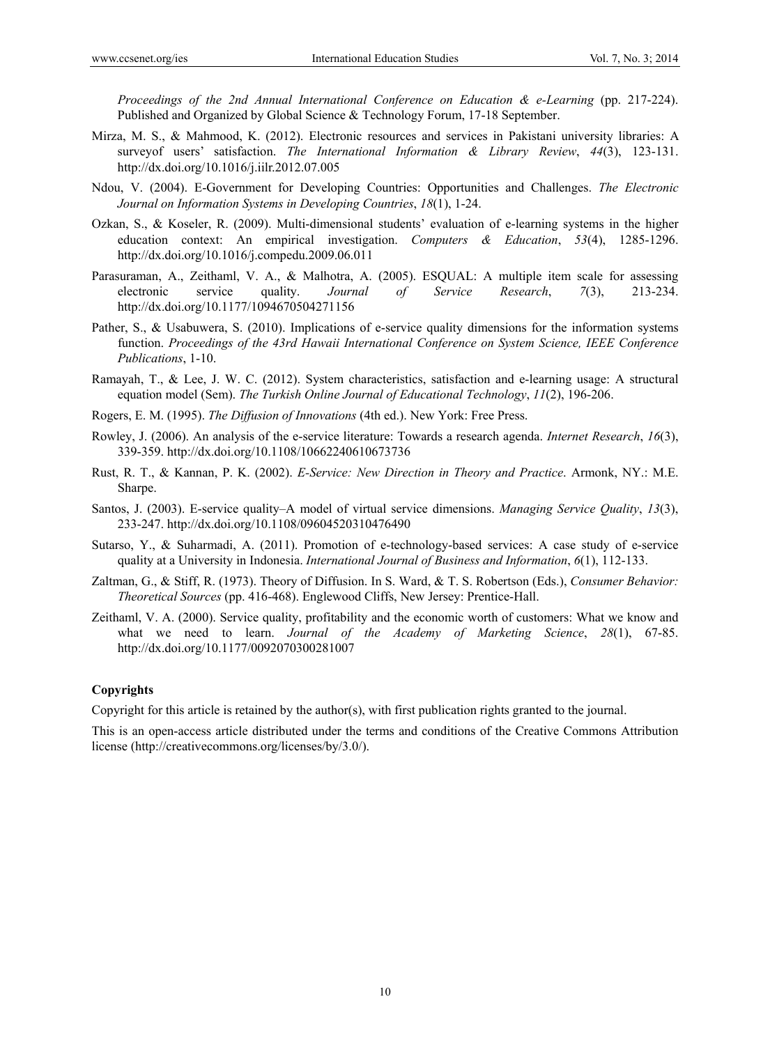*Proceedings of the 2nd Annual International Conference on Education & e-Learning* (pp. 217-224). Published and Organized by Global Science & Technology Forum, 17-18 September.

Mirza, M. S., & Mahmood, K. (2012). Electronic resources and services in Pakistani university libraries: A surveyof users' satisfaction. *The International Information & Library Review*, *44*(3), 123-131. http://dx.doi.org/10.1016/j.iilr.2012.07.005

Ndou, V. (2004). E-Government for Developing Countries: Opportunities and Challenges. *The Electronic Journal on Information Systems in Developing Countries*, *18*(1), 1-24.

Ozkan, S., & Koseler, R. (2009). Multi-dimensional students' evaluation of e-learning systems in the higher education context: An empirical investigation. *Computers & Education*, *53*(4), 1285-1296. http://dx.doi.org/10.1016/j.compedu.2009.06.011

Parasuraman, A., Zeithaml, V. A., & Malhotra, A. (2005). ESQUAL: A multiple item scale for assessing electronic service quality. *Journal of Service Research*, *7*(3), 213-234. http://dx.doi.org/10.1177/1094670504271156

Pather, S., & Usabuwera, S. (2010). Implications of e-service quality dimensions for the information systems function. *Proceedings of the 43rd Hawaii International Conference on System Science, IEEE Conference Publications*, 1-10.

Ramayah, T., & Lee, J. W. C. (2012). System characteristics, satisfaction and e-learning usage: A structural equation model (Sem). *The Turkish Online Journal of Educational Technology*, *11*(2), 196-206.

Rogers, E. M. (1995). *The Diffusion of Innovations* (4th ed.). New York: Free Press.

Rowley, J. (2006). An analysis of the e-service literature: Towards a research agenda. *Internet Research*, *16*(3), 339-359. http://dx.doi.org/10.1108/10662240610673736

Rust, R. T., & Kannan, P. K. (2002). *E-Service: New Direction in Theory and Practice*. Armonk, NY.: M.E. Sharpe.

Santos, J. (2003). E-service quality–A model of virtual service dimensions. *Managing Service Quality*, *13*(3), 233-247. http://dx.doi.org/10.1108/09604520310476490

Sutarso, Y., & Suharmadi, A. (2011). Promotion of e-technology-based services: A case study of e-service quality at a University in Indonesia. *International Journal of Business and Information*, *6*(1), 112-133.

Zaltman, G., & Stiff, R. (1973). Theory of Diffusion. In S. Ward, & T. S. Robertson (Eds.), *Consumer Behavior: Theoretical Sources* (pp. 416-468). Englewood Cliffs, New Jersey: Prentice-Hall.

Zeithaml, V. A. (2000). Service quality, profitability and the economic worth of customers: What we know and what we need to learn. *Journal of the Academy of Marketing Science*, *28*(1), 67-85. http://dx.doi.org/10.1177/0092070300281007

**Copyrights**

Copyright for this article is retained by the author(s), with first publication rights granted to the journal.

This is an open-access article distributed under the terms and conditions of the Creative Commons Attribution license (http://creativecommons.org/licenses/by/3.0/).